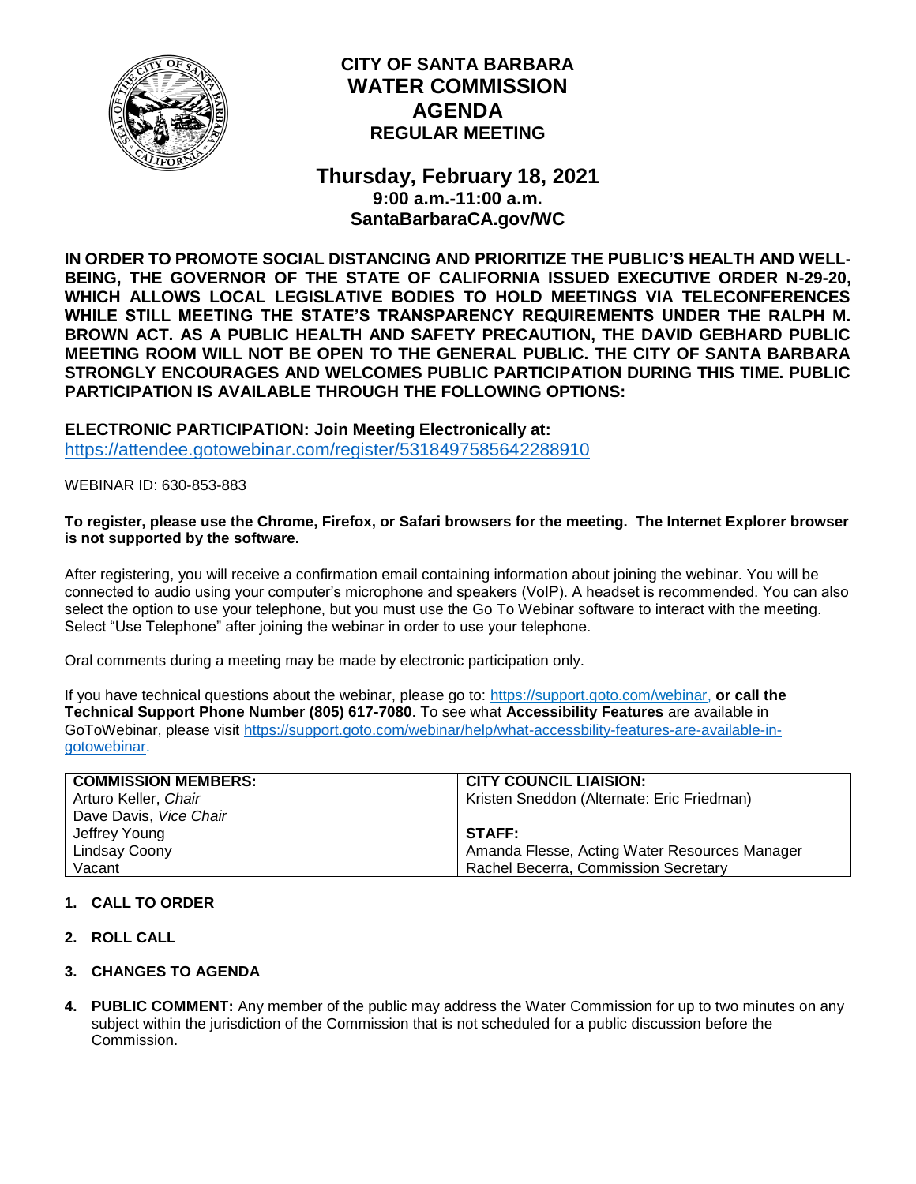# CITY OF SANTA BARBARA
# WATER COMMISSION
# AGENDA
## REGULAR MEETING

## Thursday, February 18, 2021
### 9:00 a.m.-11:00 a.m.
### SantaBarbaraCA.gov/WC

**IN ORDER TO PROMOTE SOCIAL DISTANCING AND PRIORITIZE THE PUBLIC'S HEALTH AND WELL-BEING, THE GOVERNOR OF THE STATE OF CALIFORNIA ISSUED EXECUTIVE ORDER N-29-20, WHICH ALLOWS LOCAL LEGISLATIVE BODIES TO HOLD MEETINGS VIA TELECONFERENCES WHILE STILL MEETING THE STATE'S TRANSPARENCY REQUIREMENTS UNDER THE RALPH M. BROWN ACT. AS A PUBLIC HEALTH AND SAFETY PRECAUTION, THE DAVID GEBHARD PUBLIC MEETING ROOM WILL NOT BE OPEN TO THE GENERAL PUBLIC. THE CITY OF SANTA BARBARA STRONGLY ENCOURAGES AND WELCOMES PUBLIC PARTICIPATION DURING THIS TIME. PUBLIC PARTICIPATION IS AVAILABLE THROUGH THE FOLLOWING OPTIONS:**

**ELECTRONIC PARTICIPATION: Join Meeting Electronically at:**
https://attendee.gotowebinar.com/register/5318497585642288910

WEBINAR ID: 630-853-883

**To register, please use the Chrome, Firefox, or Safari browsers for the meeting. The Internet Explorer browser is not supported by the software.**

After registering, you will receive a confirmation email containing information about joining the webinar. You will be connected to audio using your computer's microphone and speakers (VoIP). A headset is recommended. You can also select the option to use your telephone, but you must use the Go To Webinar software to interact with the meeting. Select "Use Telephone" after joining the webinar in order to use your telephone.

Oral comments during a meeting may be made by electronic participation only.

If you have technical questions about the webinar, please go to: https://support.goto.com/webinar, **or call the Technical Support Phone Number (805) 617-7080**. To see what **Accessibility Features** are available in GoToWebinar, please visit https://support.goto.com/webinar/help/what-accessbility-features-are-available-in-gotowebinar.

| **COMMISSION MEMBERS:** | **CITY COUNCIL LIAISION:** |
|---|---|
| Arturo Keller, *Chair* | Kristen Sneddon (Alternate: Eric Friedman) |
| Dave Davis, *Vice Chair* | |
| Jeffrey Young | **STAFF:** |
| Lindsay Coony | Amanda Flesse, Acting Water Resources Manager |
| Vacant | Rachel Becerra, Commission Secretary |

1. **CALL TO ORDER**

2. **ROLL CALL**

3. **CHANGES TO AGENDA**

4. **PUBLIC COMMENT:** Any member of the public may address the Water Commission for up to two minutes on any subject within the jurisdiction of the Commission that is not scheduled for a public discussion before the Commission.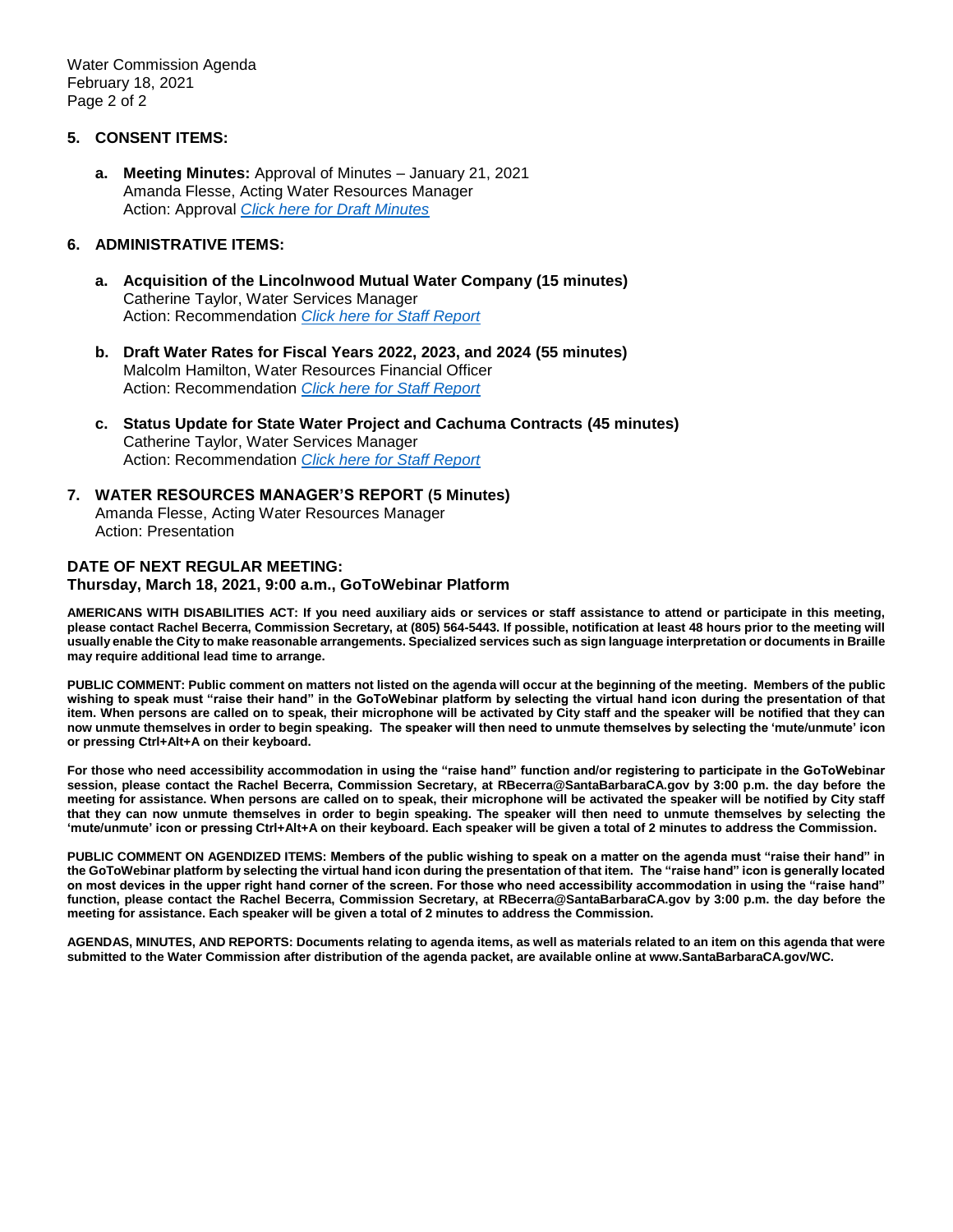## 5. CONSENT ITEMS:

**a. Meeting Minutes:** Approval of Minutes – January 21, 2021
Amanda Flesse, Acting Water Resources Manager
Action: Approval *Click here for Draft Minutes*

## 6. ADMINISTRATIVE ITEMS:

**a. Acquisition of the Lincolnwood Mutual Water Company (15 minutes)**
Catherine Taylor, Water Services Manager
Action: Recommendation *Click here for Staff Report*

**b. Draft Water Rates for Fiscal Years 2022, 2023, and 2024 (55 minutes)**
Malcolm Hamilton, Water Resources Financial Officer
Action: Recommendation *Click here for Staff Report*

**c. Status Update for State Water Project and Cachuma Contracts (45 minutes)**
Catherine Taylor, Water Services Manager
Action: Recommendation *Click here for Staff Report*

## 7. WATER RESOURCES MANAGER'S REPORT (5 Minutes)

Amanda Flesse, Acting Water Resources Manager
Action: Presentation

**DATE OF NEXT REGULAR MEETING:**
**Thursday, March 18, 2021, 9:00 a.m., GoToWebinar Platform**

**AMERICANS WITH DISABILITIES ACT: If you need auxiliary aids or services or staff assistance to attend or participate in this meeting, please contact Rachel Becerra, Commission Secretary, at (805) 564-5443. If possible, notification at least 48 hours prior to the meeting will usually enable the City to make reasonable arrangements. Specialized services such as sign language interpretation or documents in Braille may require additional lead time to arrange.**

**PUBLIC COMMENT: Public comment on matters not listed on the agenda will occur at the beginning of the meeting. Members of the public wishing to speak must "raise their hand" in the GoToWebinar platform by selecting the virtual hand icon during the presentation of that item. When persons are called on to speak, their microphone will be activated by City staff and the speaker will be notified that they can now unmute themselves in order to begin speaking. The speaker will then need to unmute themselves by selecting the 'mute/unmute' icon or pressing Ctrl+Alt+A on their keyboard.**

**For those who need accessibility accommodation in using the "raise hand" function and/or registering to participate in the GoToWebinar session, please contact the Rachel Becerra, Commission Secretary, at RBecerra@SantaBarbaraCA.gov by 3:00 p.m. the day before the meeting for assistance. When persons are called on to speak, their microphone will be activated the speaker will be notified by City staff that they can now unmute themselves in order to begin speaking. The speaker will then need to unmute themselves by selecting the 'mute/unmute' icon or pressing Ctrl+Alt+A on their keyboard. Each speaker will be given a total of 2 minutes to address the Commission.**

**PUBLIC COMMENT ON AGENDIZED ITEMS: Members of the public wishing to speak on a matter on the agenda must "raise their hand" in the GoToWebinar platform by selecting the virtual hand icon during the presentation of that item. The "raise hand" icon is generally located on most devices in the upper right hand corner of the screen. For those who need accessibility accommodation in using the "raise hand" function, please contact the Rachel Becerra, Commission Secretary, at RBecerra@SantaBarbaraCA.gov by 3:00 p.m. the day before the meeting for assistance. Each speaker will be given a total of 2 minutes to address the Commission.**

**AGENDAS, MINUTES, AND REPORTS: Documents relating to agenda items, as well as materials related to an item on this agenda that were submitted to the Water Commission after distribution of the agenda packet, are available online at www.SantaBarbaraCA.gov/WC.**